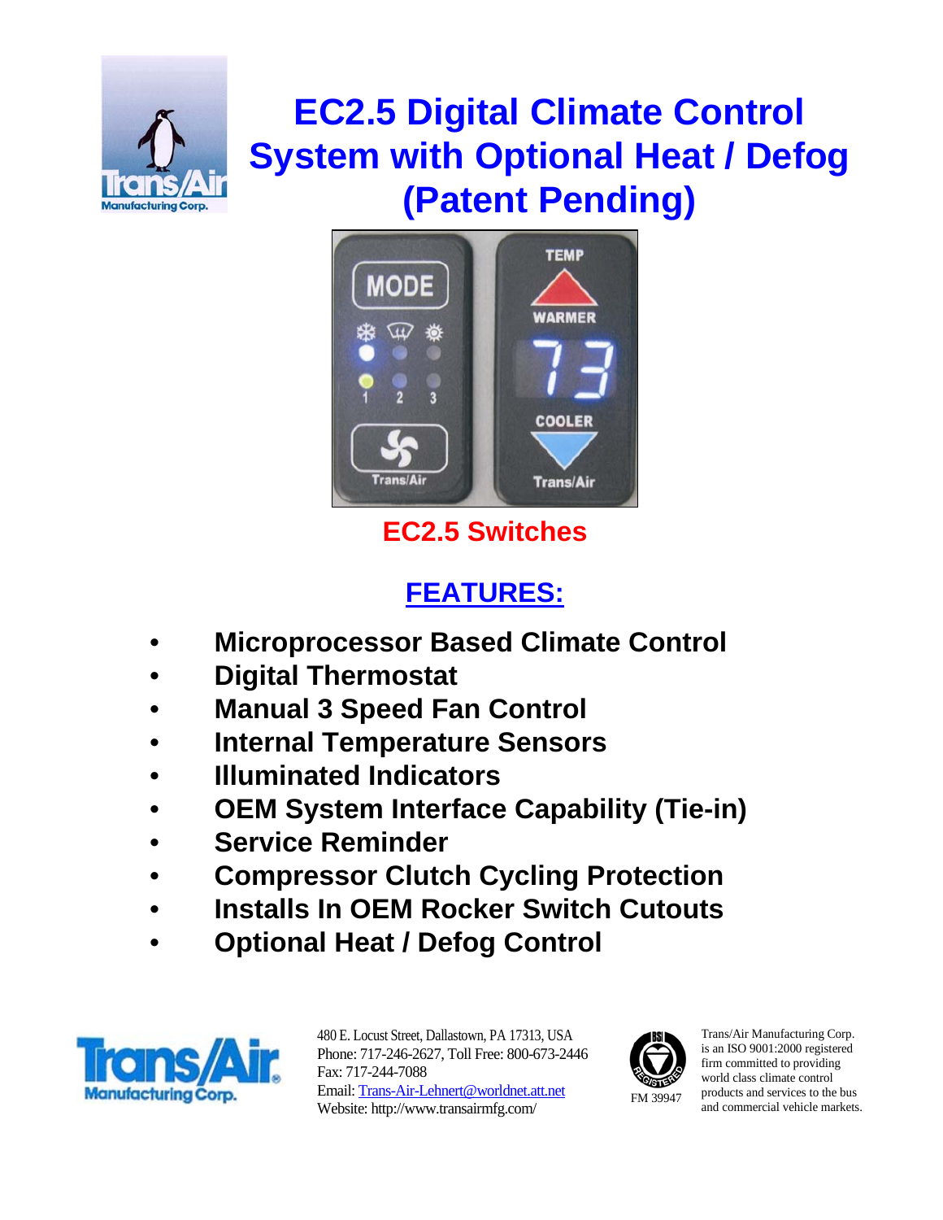# EC2.5 Digital Climate Control System with Optional Heat / Defog (Patent Pending)

**EC2.5 Switches**

## FEATURES:

- **Microprocessor Based Climate Control**
- **Digital Thermostat**
- **Manual 3 Speed Fan Control**
- **Internal Temperature Sensors**
- **Illuminated Indicators**
- **OEM System Interface Capability (Tie-in)**
- **Service Reminder**
- **Compressor Clutch Cycling Protection**
- **Installs In OEM Rocker Switch Cutouts**
- **Optional Heat / Defog Control**

480 E. Locust Street, Dallastown, PA 17313, USA
Phone: 717-246-2627, Toll Free: 800-673-2446
Fax: 717-244-7088
Email: Trans-Air-Lehnert@worldnet.att.net
Website: http://www.transairmfg.com/

FM 39947

Trans/Air Manufacturing Corp. is an ISO 9001:2000 registered firm committed to providing world class climate control products and services to the bus and commercial vehicle markets.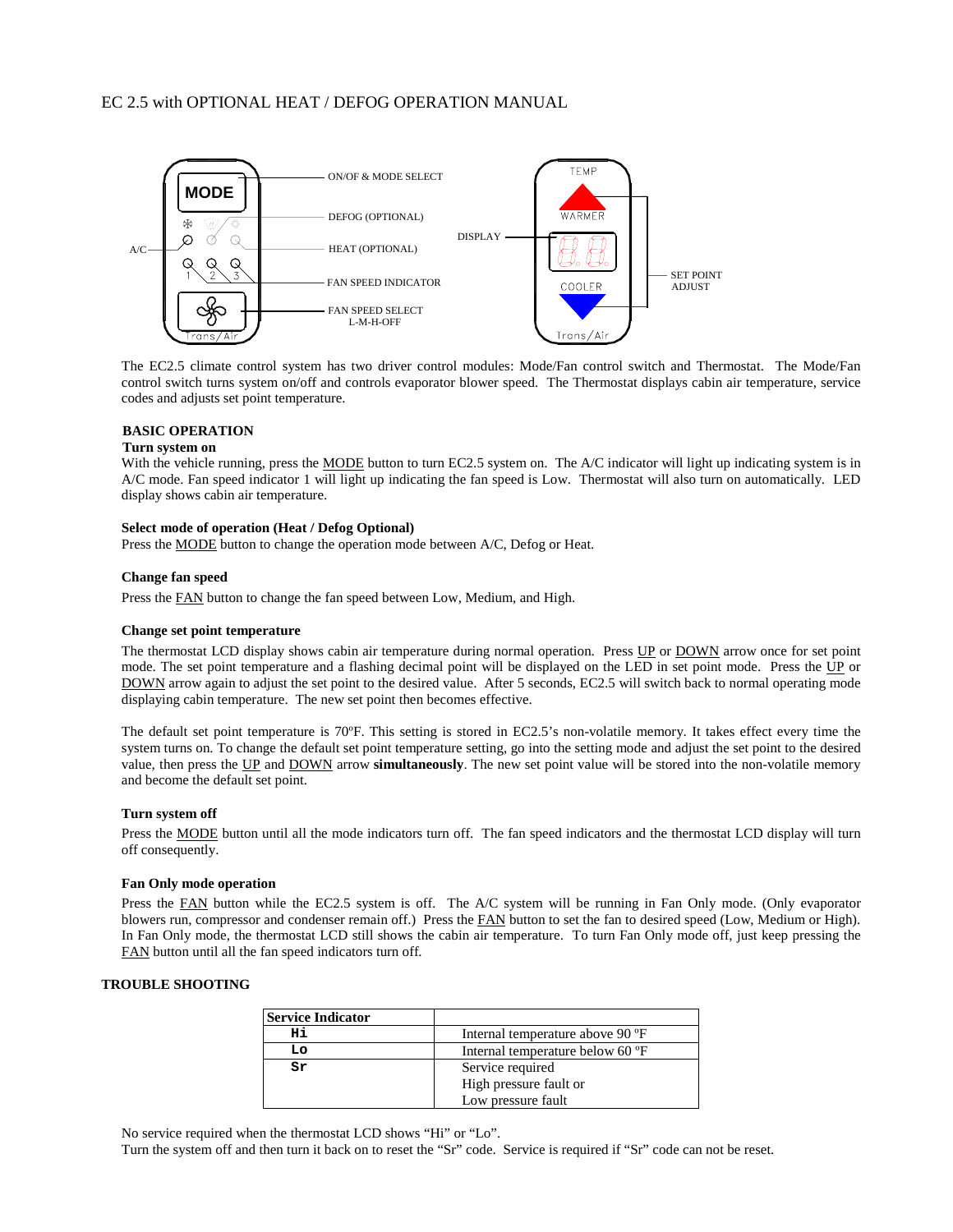# EC 2.5 with OPTIONAL HEAT / DEFOG OPERATION MANUAL

MODE

ON/OF & MODE SELECT

DEFOG (OPTIONAL)

A/C

HEAT (OPTIONAL)

1 2 3

FAN SPEED INDICATOR

FAN SPEED SELECT
L-M-H-OFF

Trans/Air

TEMP

WARMER

DISPLAY

SET POINT ADJUST

COOLER

Trans/Air

The EC2.5 climate control system has two driver control modules: Mode/Fan control switch and Thermostat. The Mode/Fan control switch turns system on/off and controls evaporator blower speed. The Thermostat displays cabin air temperature, service codes and adjusts set point temperature.

## BASIC OPERATION

### Turn system on

With the vehicle running, press the MODE button to turn EC2.5 system on. The A/C indicator will light up indicating system is in A/C mode. Fan speed indicator 1 will light up indicating the fan speed is Low. Thermostat will also turn on automatically. LED display shows cabin air temperature.

### Select mode of operation (Heat / Defog Optional)

Press the MODE button to change the operation mode between A/C, Defog or Heat.

### Change fan speed

Press the FAN button to change the fan speed between Low, Medium, and High.

### Change set point temperature

The thermostat LCD display shows cabin air temperature during normal operation. Press UP or DOWN arrow once for set point mode. The set point temperature and a flashing decimal point will be displayed on the LED in set point mode. Press the UP or DOWN arrow again to adjust the set point to the desired value. After 5 seconds, EC2.5 will switch back to normal operating mode displaying cabin temperature. The new set point then becomes effective.

The default set point temperature is 70ºF. This setting is stored in EC2.5's non-volatile memory. It takes effect every time the system turns on. To change the default set point temperature setting, go into the setting mode and adjust the set point to the desired value, then press the UP and DOWN arrow **simultaneously**. The new set point value will be stored into the non-volatile memory and become the default set point.

### Turn system off

Press the MODE button until all the mode indicators turn off. The fan speed indicators and the thermostat LCD display will turn off consequently.

### Fan Only mode operation

Press the FAN button while the EC2.5 system is off. The A/C system will be running in Fan Only mode. (Only evaporator blowers run, compressor and condenser remain off.) Press the FAN button to set the fan to desired speed (Low, Medium or High). In Fan Only mode, the thermostat LCD still shows the cabin air temperature. To turn Fan Only mode off, just keep pressing the FAN button until all the fan speed indicators turn off.

## TROUBLE SHOOTING

| Service Indicator | |
|---|---|
| Hi | Internal temperature above 90 ºF |
| Lo | Internal temperature below 60 ºF |
| Sr | Service required<br>High pressure fault or<br>Low pressure fault |

No service required when the thermostat LCD shows "Hi" or "Lo".
Turn the system off and then turn it back on to reset the "Sr" code. Service is required if "Sr" code can not be reset.